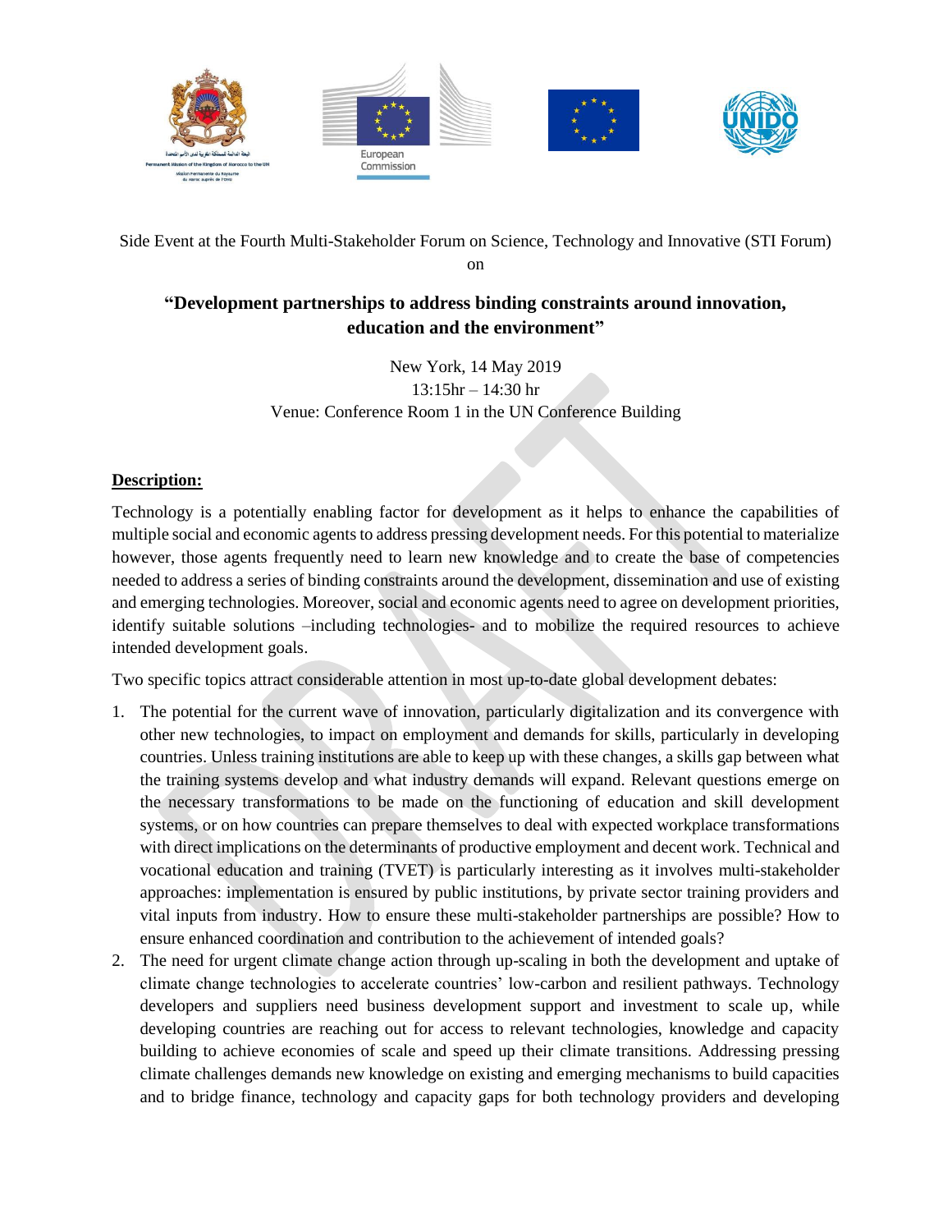Side Event at the Fourth Multi-Stakeholder Forum on Science, Technology and Innovative (STI Forum) on

## "Development partnerships to address binding constraints around innovation, education and the environment"

New York, 14 May 2019
13:15hr – 14:30 hr
Venue: Conference Room 1 in the UN Conference Building

**Description:**

Technology is a potentially enabling factor for development as it helps to enhance the capabilities of multiple social and economic agents to address pressing development needs. For this potential to materialize however, those agents frequently need to learn new knowledge and to create the base of competencies needed to address a series of binding constraints around the development, dissemination and use of existing and emerging technologies. Moreover, social and economic agents need to agree on development priorities, identify suitable solutions –including technologies- and to mobilize the required resources to achieve intended development goals.

Two specific topics attract considerable attention in most up-to-date global development debates:

1. The potential for the current wave of innovation, particularly digitalization and its convergence with other new technologies, to impact on employment and demands for skills, particularly in developing countries. Unless training institutions are able to keep up with these changes, a skills gap between what the training systems develop and what industry demands will expand. Relevant questions emerge on the necessary transformations to be made on the functioning of education and skill development systems, or on how countries can prepare themselves to deal with expected workplace transformations with direct implications on the determinants of productive employment and decent work. Technical and vocational education and training (TVET) is particularly interesting as it involves multi-stakeholder approaches: implementation is ensured by public institutions, by private sector training providers and vital inputs from industry. How to ensure these multi-stakeholder partnerships are possible? How to ensure enhanced coordination and contribution to the achievement of intended goals?
2. The need for urgent climate change action through up-scaling in both the development and uptake of climate change technologies to accelerate countries' low-carbon and resilient pathways. Technology developers and suppliers need business development support and investment to scale up, while developing countries are reaching out for access to relevant technologies, knowledge and capacity building to achieve economies of scale and speed up their climate transitions. Addressing pressing climate challenges demands new knowledge on existing and emerging mechanisms to build capacities and to bridge finance, technology and capacity gaps for both technology providers and developing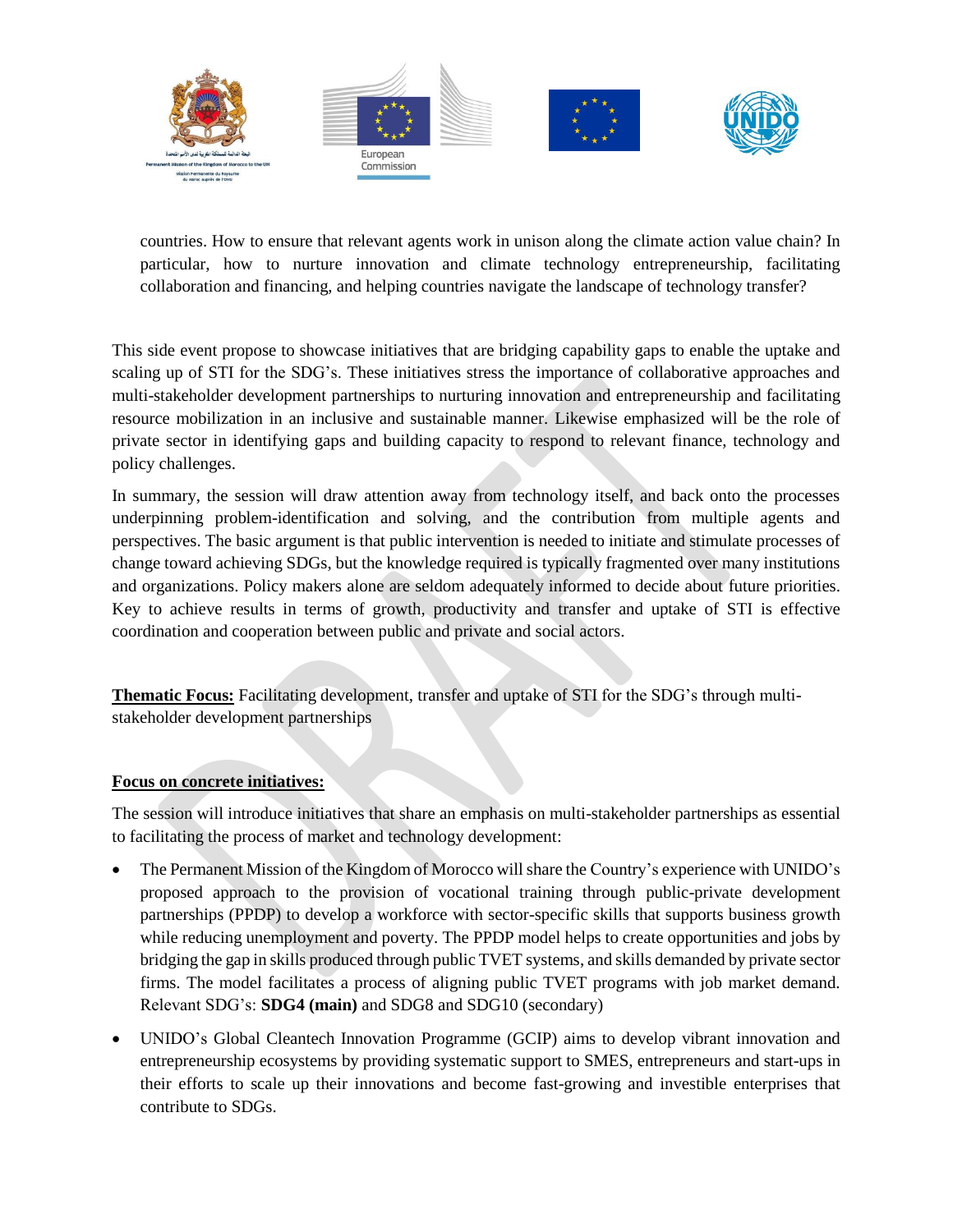countries. How to ensure that relevant agents work in unison along the climate action value chain? In particular, how to nurture innovation and climate technology entrepreneurship, facilitating collaboration and financing, and helping countries navigate the landscape of technology transfer?

This side event propose to showcase initiatives that are bridging capability gaps to enable the uptake and scaling up of STI for the SDG's. These initiatives stress the importance of collaborative approaches and multi-stakeholder development partnerships to nurturing innovation and entrepreneurship and facilitating resource mobilization in an inclusive and sustainable manner. Likewise emphasized will be the role of private sector in identifying gaps and building capacity to respond to relevant finance, technology and policy challenges.

In summary, the session will draw attention away from technology itself, and back onto the processes underpinning problem-identification and solving, and the contribution from multiple agents and perspectives. The basic argument is that public intervention is needed to initiate and stimulate processes of change toward achieving SDGs, but the knowledge required is typically fragmented over many institutions and organizations. Policy makers alone are seldom adequately informed to decide about future priorities. Key to achieve results in terms of growth, productivity and transfer and uptake of STI is effective coordination and cooperation between public and private and social actors.

**Thematic Focus:** Facilitating development, transfer and uptake of STI for the SDG's through multi-stakeholder development partnerships

**Focus on concrete initiatives:**

The session will introduce initiatives that share an emphasis on multi-stakeholder partnerships as essential to facilitating the process of market and technology development:

- The Permanent Mission of the Kingdom of Morocco will share the Country's experience with UNIDO's proposed approach to the provision of vocational training through public-private development partnerships (PPDP) to develop a workforce with sector-specific skills that supports business growth while reducing unemployment and poverty. The PPDP model helps to create opportunities and jobs by bridging the gap in skills produced through public TVET systems, and skills demanded by private sector firms. The model facilitates a process of aligning public TVET programs with job market demand. Relevant SDG's: **SDG4 (main)** and SDG8 and SDG10 (secondary)
- UNIDO's Global Cleantech Innovation Programme (GCIP) aims to develop vibrant innovation and entrepreneurship ecosystems by providing systematic support to SMES, entrepreneurs and start-ups in their efforts to scale up their innovations and become fast-growing and investible enterprises that contribute to SDGs.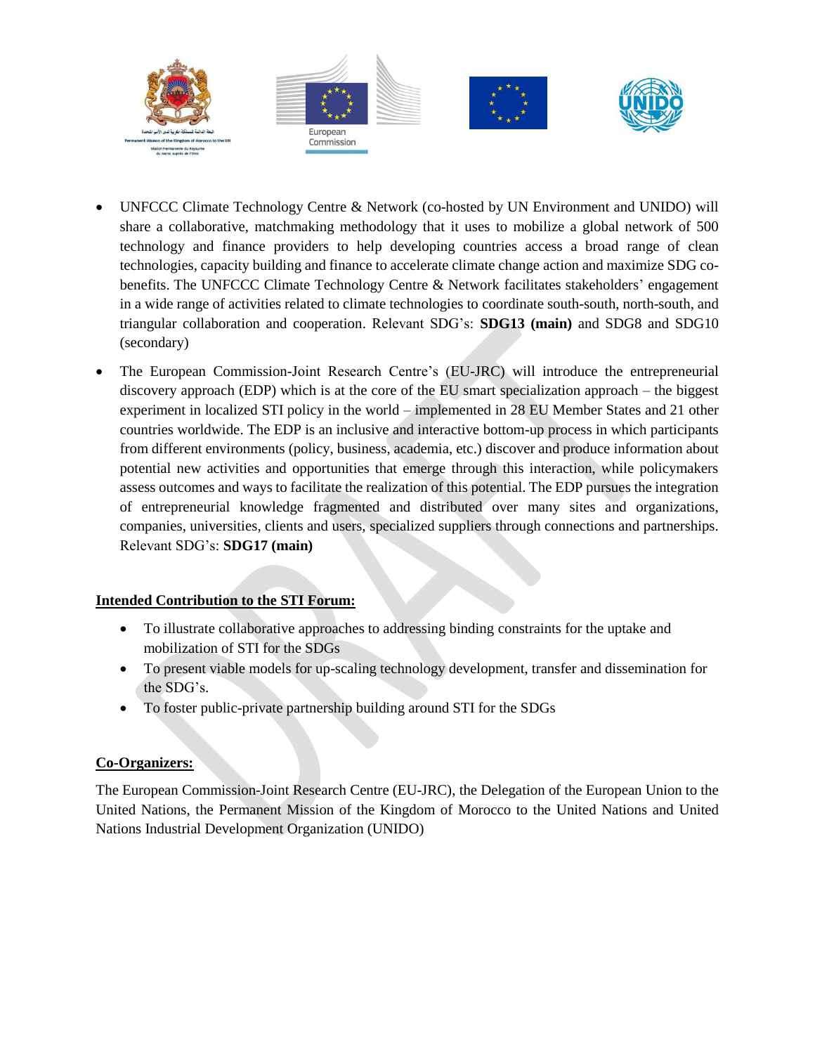- UNFCCC Climate Technology Centre & Network (co-hosted by UN Environment and UNIDO) will share a collaborative, matchmaking methodology that it uses to mobilize a global network of 500 technology and finance providers to help developing countries access a broad range of clean technologies, capacity building and finance to accelerate climate change action and maximize SDG co-benefits. The UNFCCC Climate Technology Centre & Network facilitates stakeholders' engagement in a wide range of activities related to climate technologies to coordinate south-south, north-south, and triangular collaboration and cooperation. Relevant SDG's: **SDG13 (main)** and SDG8 and SDG10 (secondary)
- The European Commission-Joint Research Centre's (EU-JRC) will introduce the entrepreneurial discovery approach (EDP) which is at the core of the EU smart specialization approach – the biggest experiment in localized STI policy in the world – implemented in 28 EU Member States and 21 other countries worldwide. The EDP is an inclusive and interactive bottom-up process in which participants from different environments (policy, business, academia, etc.) discover and produce information about potential new activities and opportunities that emerge through this interaction, while policymakers assess outcomes and ways to facilitate the realization of this potential. The EDP pursues the integration of entrepreneurial knowledge fragmented and distributed over many sites and organizations, companies, universities, clients and users, specialized suppliers through connections and partnerships. Relevant SDG's: **SDG17 (main)**

**Intended Contribution to the STI Forum:**

- To illustrate collaborative approaches to addressing binding constraints for the uptake and mobilization of STI for the SDGs
- To present viable models for up-scaling technology development, transfer and dissemination for the SDG's.
- To foster public-private partnership building around STI for the SDGs

**Co-Organizers:**

The European Commission-Joint Research Centre (EU-JRC), the Delegation of the European Union to the United Nations, the Permanent Mission of the Kingdom of Morocco to the United Nations and United Nations Industrial Development Organization (UNIDO)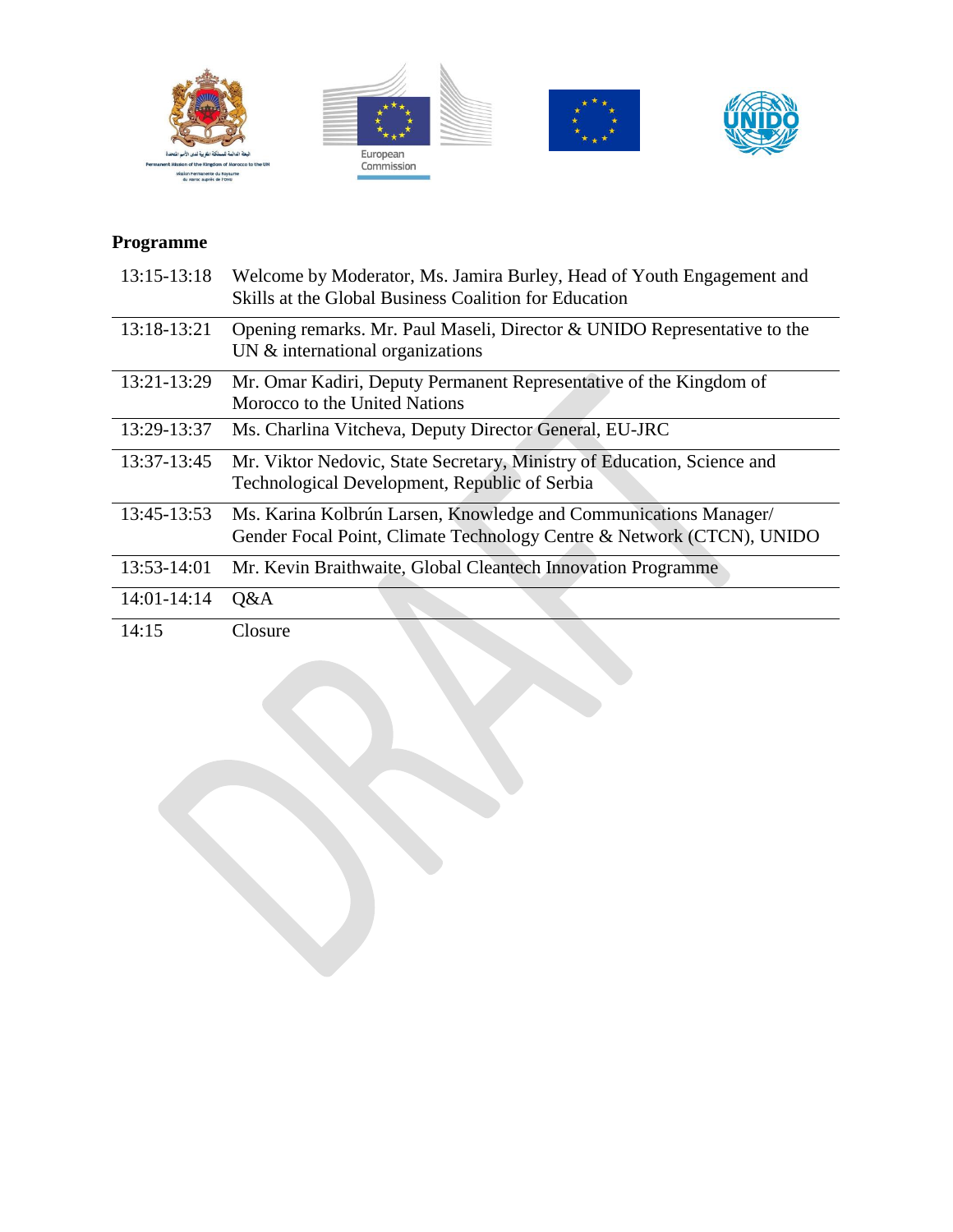## Programme

| | |
|---|---|
| 13:15-13:18 | Welcome by Moderator, Ms. Jamira Burley, Head of Youth Engagement and Skills at the Global Business Coalition for Education |
| 13:18-13:21 | Opening remarks. Mr. Paul Maseli, Director & UNIDO Representative to the UN & international organizations |
| 13:21-13:29 | Mr. Omar Kadiri, Deputy Permanent Representative of the Kingdom of Morocco to the United Nations |
| 13:29-13:37 | Ms. Charlina Vitcheva, Deputy Director General, EU-JRC |
| 13:37-13:45 | Mr. Viktor Nedovic, State Secretary, Ministry of Education, Science and Technological Development, Republic of Serbia |
| 13:45-13:53 | Ms. Karina Kolbrún Larsen, Knowledge and Communications Manager/ Gender Focal Point, Climate Technology Centre & Network (CTCN), UNIDO |
| 13:53-14:01 | Mr. Kevin Braithwaite, Global Cleantech Innovation Programme |
| 14:01-14:14 | Q&A |
| 14:15 | Closure |